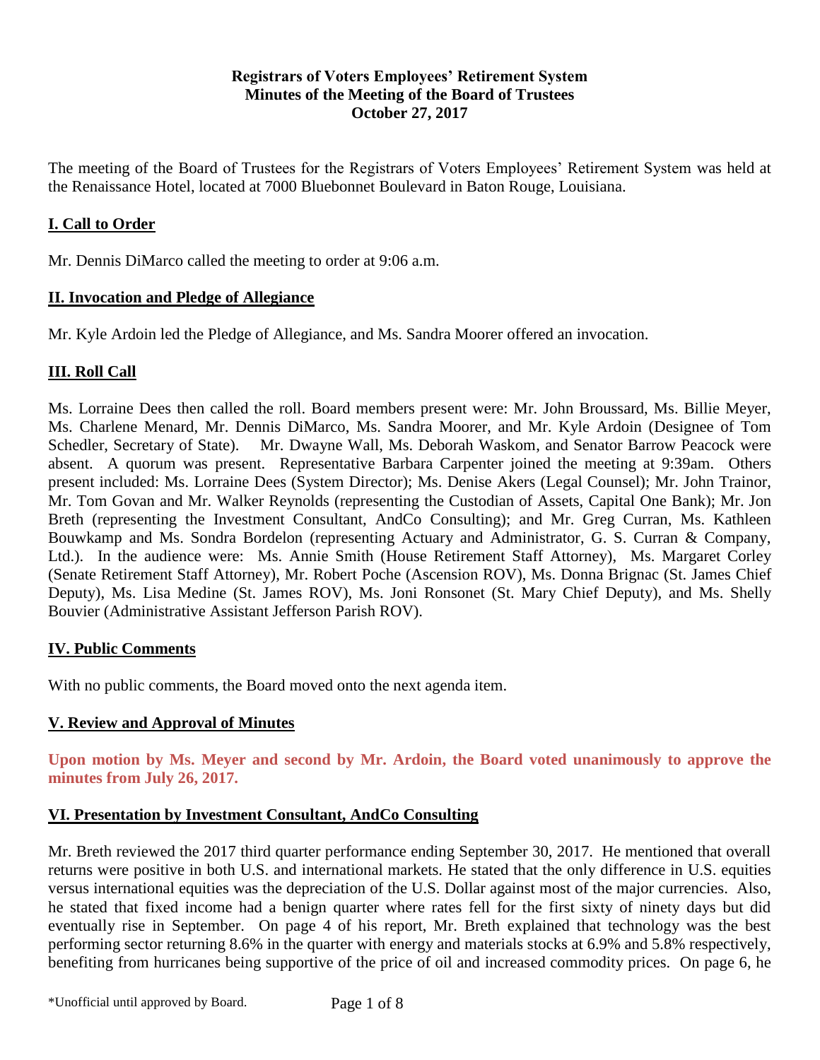**Registrars of Voters Employees' Retirement System**
**Minutes of the Meeting of the Board of Trustees**
**October 27, 2017**

The meeting of the Board of Trustees for the Registrars of Voters Employees' Retirement System was held at the Renaissance Hotel, located at 7000 Bluebonnet Boulevard in Baton Rouge, Louisiana.

## I. Call to Order

Mr. Dennis DiMarco called the meeting to order at 9:06 a.m.

## II. Invocation and Pledge of Allegiance

Mr. Kyle Ardoin led the Pledge of Allegiance, and Ms. Sandra Moorer offered an invocation.

## III. Roll Call

Ms. Lorraine Dees then called the roll. Board members present were: Mr. John Broussard, Ms. Billie Meyer, Ms. Charlene Menard, Mr. Dennis DiMarco, Ms. Sandra Moorer, and Mr. Kyle Ardoin (Designee of Tom Schedler, Secretary of State). Mr. Dwayne Wall, Ms. Deborah Waskom, and Senator Barrow Peacock were absent. A quorum was present. Representative Barbara Carpenter joined the meeting at 9:39am. Others present included: Ms. Lorraine Dees (System Director); Ms. Denise Akers (Legal Counsel); Mr. John Trainor, Mr. Tom Govan and Mr. Walker Reynolds (representing the Custodian of Assets, Capital One Bank); Mr. Jon Breth (representing the Investment Consultant, AndCo Consulting); and Mr. Greg Curran, Ms. Kathleen Bouwkamp and Ms. Sondra Bordelon (representing Actuary and Administrator, G. S. Curran & Company, Ltd.). In the audience were: Ms. Annie Smith (House Retirement Staff Attorney), Ms. Margaret Corley (Senate Retirement Staff Attorney), Mr. Robert Poche (Ascension ROV), Ms. Donna Brignac (St. James Chief Deputy), Ms. Lisa Medine (St. James ROV), Ms. Joni Ronsonet (St. Mary Chief Deputy), and Ms. Shelly Bouvier (Administrative Assistant Jefferson Parish ROV).

## IV. Public Comments

With no public comments, the Board moved onto the next agenda item.

## V. Review and Approval of Minutes

**Upon motion by Ms. Meyer and second by Mr. Ardoin, the Board voted unanimously to approve the minutes from July 26, 2017.**

## VI. Presentation by Investment Consultant, AndCo Consulting

Mr. Breth reviewed the 2017 third quarter performance ending September 30, 2017. He mentioned that overall returns were positive in both U.S. and international markets. He stated that the only difference in U.S. equities versus international equities was the depreciation of the U.S. Dollar against most of the major currencies. Also, he stated that fixed income had a benign quarter where rates fell for the first sixty of ninety days but did eventually rise in September. On page 4 of his report, Mr. Breth explained that technology was the best performing sector returning 8.6% in the quarter with energy and materials stocks at 6.9% and 5.8% respectively, benefiting from hurricanes being supportive of the price of oil and increased commodity prices. On page 6, he

\*Unofficial until approved by Board.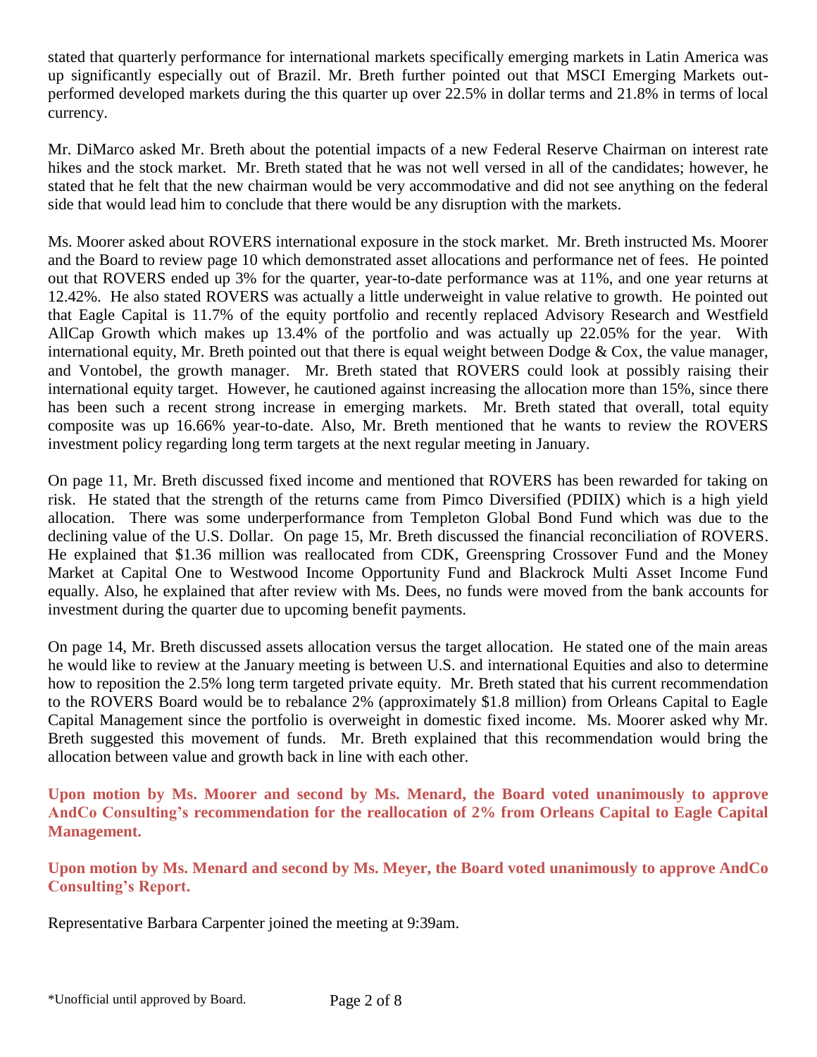stated that quarterly performance for international markets specifically emerging markets in Latin America was up significantly especially out of Brazil. Mr. Breth further pointed out that MSCI Emerging Markets outperformed developed markets during the this quarter up over 22.5% in dollar terms and 21.8% in terms of local currency.

Mr. DiMarco asked Mr. Breth about the potential impacts of a new Federal Reserve Chairman on interest rate hikes and the stock market. Mr. Breth stated that he was not well versed in all of the candidates; however, he stated that he felt that the new chairman would be very accommodative and did not see anything on the federal side that would lead him to conclude that there would be any disruption with the markets.

Ms. Moorer asked about ROVERS international exposure in the stock market. Mr. Breth instructed Ms. Moorer and the Board to review page 10 which demonstrated asset allocations and performance net of fees. He pointed out that ROVERS ended up 3% for the quarter, year-to-date performance was at 11%, and one year returns at 12.42%. He also stated ROVERS was actually a little underweight in value relative to growth. He pointed out that Eagle Capital is 11.7% of the equity portfolio and recently replaced Advisory Research and Westfield AllCap Growth which makes up 13.4% of the portfolio and was actually up 22.05% for the year. With international equity, Mr. Breth pointed out that there is equal weight between Dodge & Cox, the value manager, and Vontobel, the growth manager. Mr. Breth stated that ROVERS could look at possibly raising their international equity target. However, he cautioned against increasing the allocation more than 15%, since there has been such a recent strong increase in emerging markets. Mr. Breth stated that overall, total equity composite was up 16.66% year-to-date. Also, Mr. Breth mentioned that he wants to review the ROVERS investment policy regarding long term targets at the next regular meeting in January.

On page 11, Mr. Breth discussed fixed income and mentioned that ROVERS has been rewarded for taking on risk. He stated that the strength of the returns came from Pimco Diversified (PDIIX) which is a high yield allocation. There was some underperformance from Templeton Global Bond Fund which was due to the declining value of the U.S. Dollar. On page 15, Mr. Breth discussed the financial reconciliation of ROVERS. He explained that $1.36 million was reallocated from CDK, Greenspring Crossover Fund and the Money Market at Capital One to Westwood Income Opportunity Fund and Blackrock Multi Asset Income Fund equally. Also, he explained that after review with Ms. Dees, no funds were moved from the bank accounts for investment during the quarter due to upcoming benefit payments.

On page 14, Mr. Breth discussed assets allocation versus the target allocation. He stated one of the main areas he would like to review at the January meeting is between U.S. and international Equities and also to determine how to reposition the 2.5% long term targeted private equity. Mr. Breth stated that his current recommendation to the ROVERS Board would be to rebalance 2% (approximately $1.8 million) from Orleans Capital to Eagle Capital Management since the portfolio is overweight in domestic fixed income. Ms. Moorer asked why Mr. Breth suggested this movement of funds. Mr. Breth explained that this recommendation would bring the allocation between value and growth back in line with each other.

**Upon motion by Ms. Moorer and second by Ms. Menard, the Board voted unanimously to approve AndCo Consulting's recommendation for the reallocation of 2% from Orleans Capital to Eagle Capital Management.**

**Upon motion by Ms. Menard and second by Ms. Meyer, the Board voted unanimously to approve AndCo Consulting's Report.**

Representative Barbara Carpenter joined the meeting at 9:39am.

*Unofficial until approved by Board.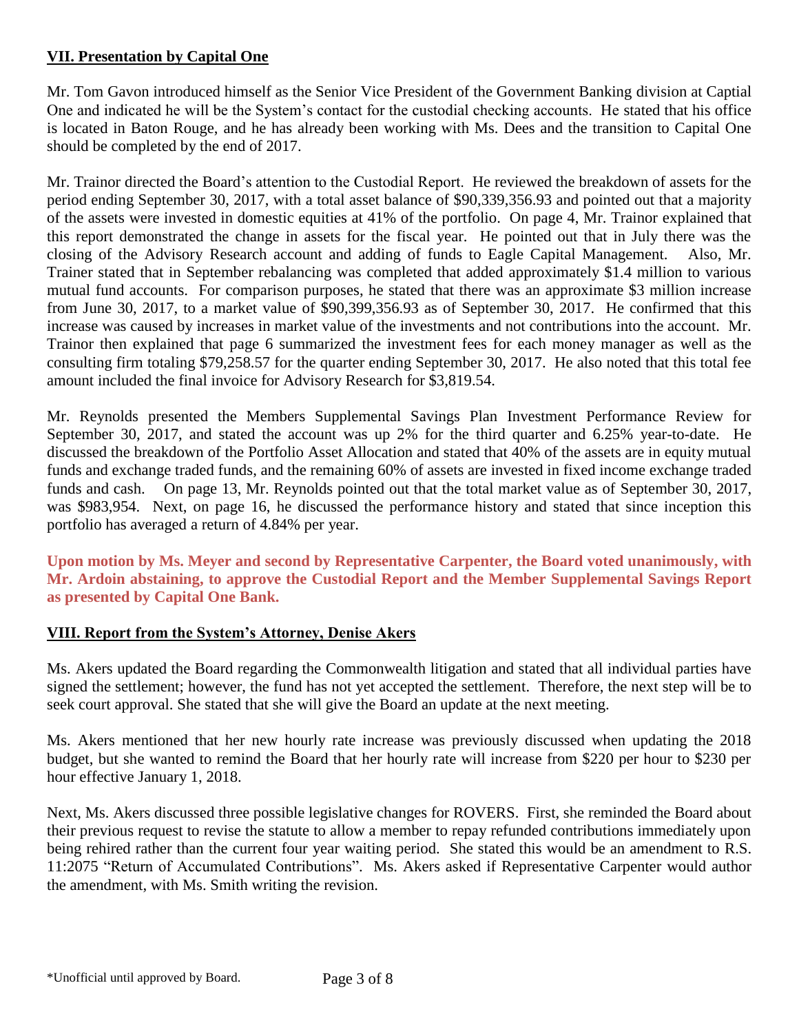## VII. Presentation by Capital One

Mr. Tom Gavon introduced himself as the Senior Vice President of the Government Banking division at Captial One and indicated he will be the System's contact for the custodial checking accounts. He stated that his office is located in Baton Rouge, and he has already been working with Ms. Dees and the transition to Capital One should be completed by the end of 2017.

Mr. Trainor directed the Board's attention to the Custodial Report. He reviewed the breakdown of assets for the period ending September 30, 2017, with a total asset balance of $90,339,356.93 and pointed out that a majority of the assets were invested in domestic equities at 41% of the portfolio. On page 4, Mr. Trainor explained that this report demonstrated the change in assets for the fiscal year. He pointed out that in July there was the closing of the Advisory Research account and adding of funds to Eagle Capital Management. Also, Mr. Trainer stated that in September rebalancing was completed that added approximately $1.4 million to various mutual fund accounts. For comparison purposes, he stated that there was an approximate $3 million increase from June 30, 2017, to a market value of $90,399,356.93 as of September 30, 2017. He confirmed that this increase was caused by increases in market value of the investments and not contributions into the account. Mr. Trainor then explained that page 6 summarized the investment fees for each money manager as well as the consulting firm totaling $79,258.57 for the quarter ending September 30, 2017. He also noted that this total fee amount included the final invoice for Advisory Research for $3,819.54.

Mr. Reynolds presented the Members Supplemental Savings Plan Investment Performance Review for September 30, 2017, and stated the account was up 2% for the third quarter and 6.25% year-to-date. He discussed the breakdown of the Portfolio Asset Allocation and stated that 40% of the assets are in equity mutual funds and exchange traded funds, and the remaining 60% of assets are invested in fixed income exchange traded funds and cash. On page 13, Mr. Reynolds pointed out that the total market value as of September 30, 2017, was $983,954. Next, on page 16, he discussed the performance history and stated that since inception this portfolio has averaged a return of 4.84% per year.

**Upon motion by Ms. Meyer and second by Representative Carpenter, the Board voted unanimously, with Mr. Ardoin abstaining, to approve the Custodial Report and the Member Supplemental Savings Report as presented by Capital One Bank.**

## VIII. Report from the System's Attorney, Denise Akers

Ms. Akers updated the Board regarding the Commonwealth litigation and stated that all individual parties have signed the settlement; however, the fund has not yet accepted the settlement. Therefore, the next step will be to seek court approval. She stated that she will give the Board an update at the next meeting.

Ms. Akers mentioned that her new hourly rate increase was previously discussed when updating the 2018 budget, but she wanted to remind the Board that her hourly rate will increase from $220 per hour to $230 per hour effective January 1, 2018.

Next, Ms. Akers discussed three possible legislative changes for ROVERS. First, she reminded the Board about their previous request to revise the statute to allow a member to repay refunded contributions immediately upon being rehired rather than the current four year waiting period. She stated this would be an amendment to R.S. 11:2075 "Return of Accumulated Contributions". Ms. Akers asked if Representative Carpenter would author the amendment, with Ms. Smith writing the revision.

\*Unofficial until approved by Board.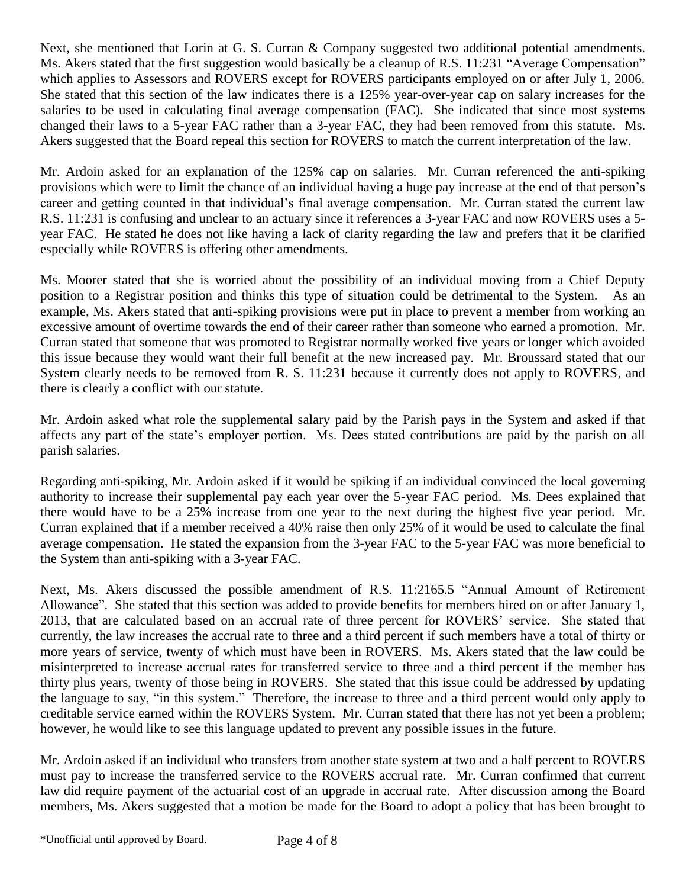Next, she mentioned that Lorin at G. S. Curran & Company suggested two additional potential amendments. Ms. Akers stated that the first suggestion would basically be a cleanup of R.S. 11:231 "Average Compensation" which applies to Assessors and ROVERS except for ROVERS participants employed on or after July 1, 2006. She stated that this section of the law indicates there is a 125% year-over-year cap on salary increases for the salaries to be used in calculating final average compensation (FAC). She indicated that since most systems changed their laws to a 5-year FAC rather than a 3-year FAC, they had been removed from this statute. Ms. Akers suggested that the Board repeal this section for ROVERS to match the current interpretation of the law.

Mr. Ardoin asked for an explanation of the 125% cap on salaries. Mr. Curran referenced the anti-spiking provisions which were to limit the chance of an individual having a huge pay increase at the end of that person's career and getting counted in that individual's final average compensation. Mr. Curran stated the current law R.S. 11:231 is confusing and unclear to an actuary since it references a 3-year FAC and now ROVERS uses a 5-year FAC. He stated he does not like having a lack of clarity regarding the law and prefers that it be clarified especially while ROVERS is offering other amendments.

Ms. Moorer stated that she is worried about the possibility of an individual moving from a Chief Deputy position to a Registrar position and thinks this type of situation could be detrimental to the System. As an example, Ms. Akers stated that anti-spiking provisions were put in place to prevent a member from working an excessive amount of overtime towards the end of their career rather than someone who earned a promotion. Mr. Curran stated that someone that was promoted to Registrar normally worked five years or longer which avoided this issue because they would want their full benefit at the new increased pay. Mr. Broussard stated that our System clearly needs to be removed from R. S. 11:231 because it currently does not apply to ROVERS, and there is clearly a conflict with our statute.

Mr. Ardoin asked what role the supplemental salary paid by the Parish pays in the System and asked if that affects any part of the state's employer portion. Ms. Dees stated contributions are paid by the parish on all parish salaries.

Regarding anti-spiking, Mr. Ardoin asked if it would be spiking if an individual convinced the local governing authority to increase their supplemental pay each year over the 5-year FAC period. Ms. Dees explained that there would have to be a 25% increase from one year to the next during the highest five year period. Mr. Curran explained that if a member received a 40% raise then only 25% of it would be used to calculate the final average compensation. He stated the expansion from the 3-year FAC to the 5-year FAC was more beneficial to the System than anti-spiking with a 3-year FAC.

Next, Ms. Akers discussed the possible amendment of R.S. 11:2165.5 "Annual Amount of Retirement Allowance". She stated that this section was added to provide benefits for members hired on or after January 1, 2013, that are calculated based on an accrual rate of three percent for ROVERS' service. She stated that currently, the law increases the accrual rate to three and a third percent if such members have a total of thirty or more years of service, twenty of which must have been in ROVERS. Ms. Akers stated that the law could be misinterpreted to increase accrual rates for transferred service to three and a third percent if the member has thirty plus years, twenty of those being in ROVERS. She stated that this issue could be addressed by updating the language to say, "in this system." Therefore, the increase to three and a third percent would only apply to creditable service earned within the ROVERS System. Mr. Curran stated that there has not yet been a problem; however, he would like to see this language updated to prevent any possible issues in the future.

Mr. Ardoin asked if an individual who transfers from another state system at two and a half percent to ROVERS must pay to increase the transferred service to the ROVERS accrual rate. Mr. Curran confirmed that current law did require payment of the actuarial cost of an upgrade in accrual rate. After discussion among the Board members, Ms. Akers suggested that a motion be made for the Board to adopt a policy that has been brought to

*Unofficial until approved by Board.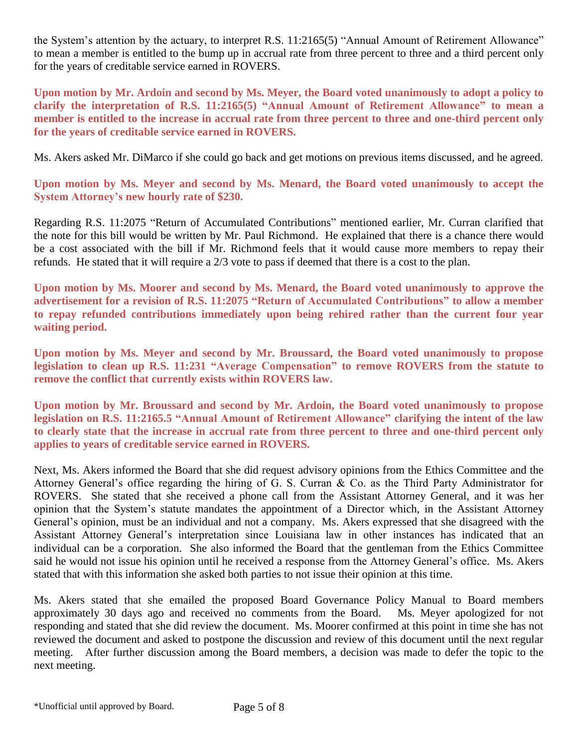the System's attention by the actuary, to interpret R.S. 11:2165(5) "Annual Amount of Retirement Allowance" to mean a member is entitled to the bump up in accrual rate from three percent to three and a third percent only for the years of creditable service earned in ROVERS.

**Upon motion by Mr. Ardoin and second by Ms. Meyer, the Board voted unanimously to adopt a policy to clarify the interpretation of R.S. 11:2165(5) "Annual Amount of Retirement Allowance" to mean a member is entitled to the increase in accrual rate from three percent to three and one-third percent only for the years of creditable service earned in ROVERS.**

Ms. Akers asked Mr. DiMarco if she could go back and get motions on previous items discussed, and he agreed.

**Upon motion by Ms. Meyer and second by Ms. Menard, the Board voted unanimously to accept the System Attorney's new hourly rate of $230.**

Regarding R.S. 11:2075 "Return of Accumulated Contributions" mentioned earlier, Mr. Curran clarified that the note for this bill would be written by Mr. Paul Richmond. He explained that there is a chance there would be a cost associated with the bill if Mr. Richmond feels that it would cause more members to repay their refunds. He stated that it will require a 2/3 vote to pass if deemed that there is a cost to the plan.

**Upon motion by Ms. Moorer and second by Ms. Menard, the Board voted unanimously to approve the advertisement for a revision of R.S. 11:2075 "Return of Accumulated Contributions" to allow a member to repay refunded contributions immediately upon being rehired rather than the current four year waiting period.**

**Upon motion by Ms. Meyer and second by Mr. Broussard, the Board voted unanimously to propose legislation to clean up R.S. 11:231 "Average Compensation" to remove ROVERS from the statute to remove the conflict that currently exists within ROVERS law.**

**Upon motion by Mr. Broussard and second by Mr. Ardoin, the Board voted unanimously to propose legislation on R.S. 11:2165.5 "Annual Amount of Retirement Allowance" clarifying the intent of the law to clearly state that the increase in accrual rate from three percent to three and one-third percent only applies to years of creditable service earned in ROVERS.**

Next, Ms. Akers informed the Board that she did request advisory opinions from the Ethics Committee and the Attorney General's office regarding the hiring of G. S. Curran & Co. as the Third Party Administrator for ROVERS. She stated that she received a phone call from the Assistant Attorney General, and it was her opinion that the System's statute mandates the appointment of a Director which, in the Assistant Attorney General's opinion, must be an individual and not a company. Ms. Akers expressed that she disagreed with the Assistant Attorney General's interpretation since Louisiana law in other instances has indicated that an individual can be a corporation. She also informed the Board that the gentleman from the Ethics Committee said he would not issue his opinion until he received a response from the Attorney General's office. Ms. Akers stated that with this information she asked both parties to not issue their opinion at this time.

Ms. Akers stated that she emailed the proposed Board Governance Policy Manual to Board members approximately 30 days ago and received no comments from the Board. Ms. Meyer apologized for not responding and stated that she did review the document. Ms. Moorer confirmed at this point in time she has not reviewed the document and asked to postpone the discussion and review of this document until the next regular meeting. After further discussion among the Board members, a decision was made to defer the topic to the next meeting.

*Unofficial until approved by Board.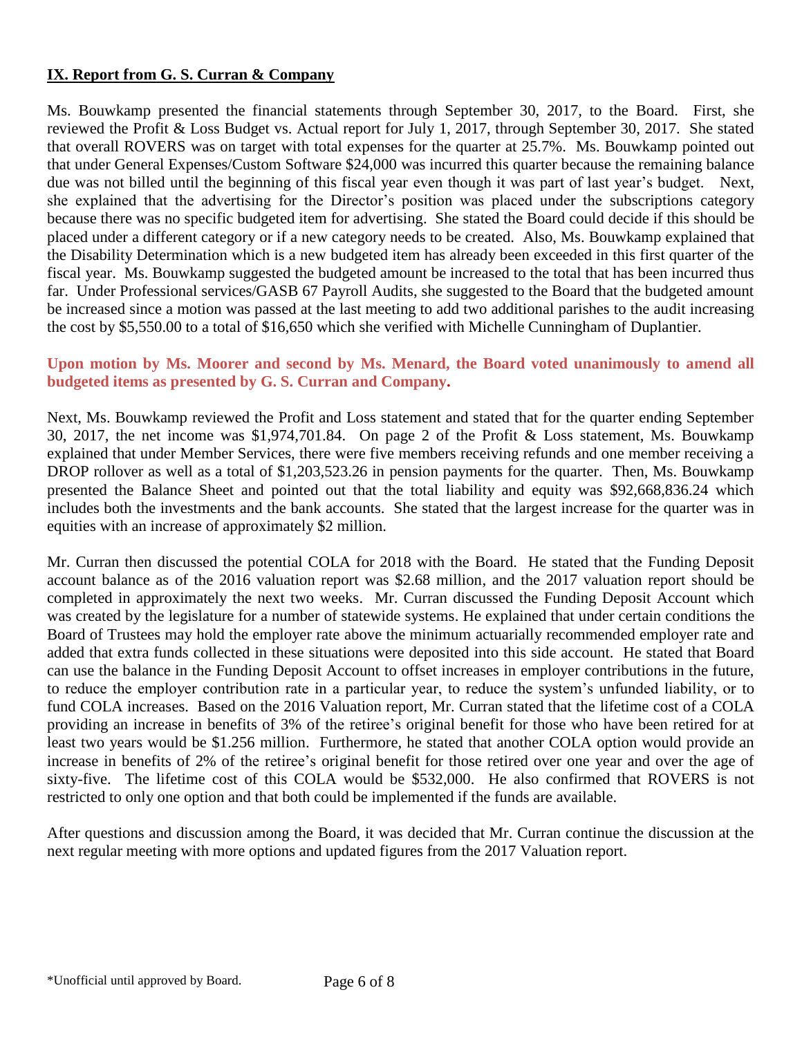## IX. Report from G. S. Curran & Company

Ms. Bouwkamp presented the financial statements through September 30, 2017, to the Board. First, she reviewed the Profit & Loss Budget vs. Actual report for July 1, 2017, through September 30, 2017. She stated that overall ROVERS was on target with total expenses for the quarter at 25.7%. Ms. Bouwkamp pointed out that under General Expenses/Custom Software $24,000 was incurred this quarter because the remaining balance due was not billed until the beginning of this fiscal year even though it was part of last year's budget. Next, she explained that the advertising for the Director's position was placed under the subscriptions category because there was no specific budgeted item for advertising. She stated the Board could decide if this should be placed under a different category or if a new category needs to be created. Also, Ms. Bouwkamp explained that the Disability Determination which is a new budgeted item has already been exceeded in this first quarter of the fiscal year. Ms. Bouwkamp suggested the budgeted amount be increased to the total that has been incurred thus far. Under Professional services/GASB 67 Payroll Audits, she suggested to the Board that the budgeted amount be increased since a motion was passed at the last meeting to add two additional parishes to the audit increasing the cost by $5,550.00 to a total of $16,650 which she verified with Michelle Cunningham of Duplantier.

**Upon motion by Ms. Moorer and second by Ms. Menard, the Board voted unanimously to amend all budgeted items as presented by G. S. Curran and Company.**

Next, Ms. Bouwkamp reviewed the Profit and Loss statement and stated that for the quarter ending September 30, 2017, the net income was $1,974,701.84. On page 2 of the Profit & Loss statement, Ms. Bouwkamp explained that under Member Services, there were five members receiving refunds and one member receiving a DROP rollover as well as a total of $1,203,523.26 in pension payments for the quarter. Then, Ms. Bouwkamp presented the Balance Sheet and pointed out that the total liability and equity was $92,668,836.24 which includes both the investments and the bank accounts. She stated that the largest increase for the quarter was in equities with an increase of approximately $2 million.

Mr. Curran then discussed the potential COLA for 2018 with the Board. He stated that the Funding Deposit account balance as of the 2016 valuation report was $2.68 million, and the 2017 valuation report should be completed in approximately the next two weeks. Mr. Curran discussed the Funding Deposit Account which was created by the legislature for a number of statewide systems. He explained that under certain conditions the Board of Trustees may hold the employer rate above the minimum actuarially recommended employer rate and added that extra funds collected in these situations were deposited into this side account. He stated that Board can use the balance in the Funding Deposit Account to offset increases in employer contributions in the future, to reduce the employer contribution rate in a particular year, to reduce the system's unfunded liability, or to fund COLA increases. Based on the 2016 Valuation report, Mr. Curran stated that the lifetime cost of a COLA providing an increase in benefits of 3% of the retiree's original benefit for those who have been retired for at least two years would be $1.256 million. Furthermore, he stated that another COLA option would provide an increase in benefits of 2% of the retiree's original benefit for those retired over one year and over the age of sixty-five. The lifetime cost of this COLA would be $532,000. He also confirmed that ROVERS is not restricted to only one option and that both could be implemented if the funds are available.

After questions and discussion among the Board, it was decided that Mr. Curran continue the discussion at the next regular meeting with more options and updated figures from the 2017 Valuation report.

*Unofficial until approved by Board.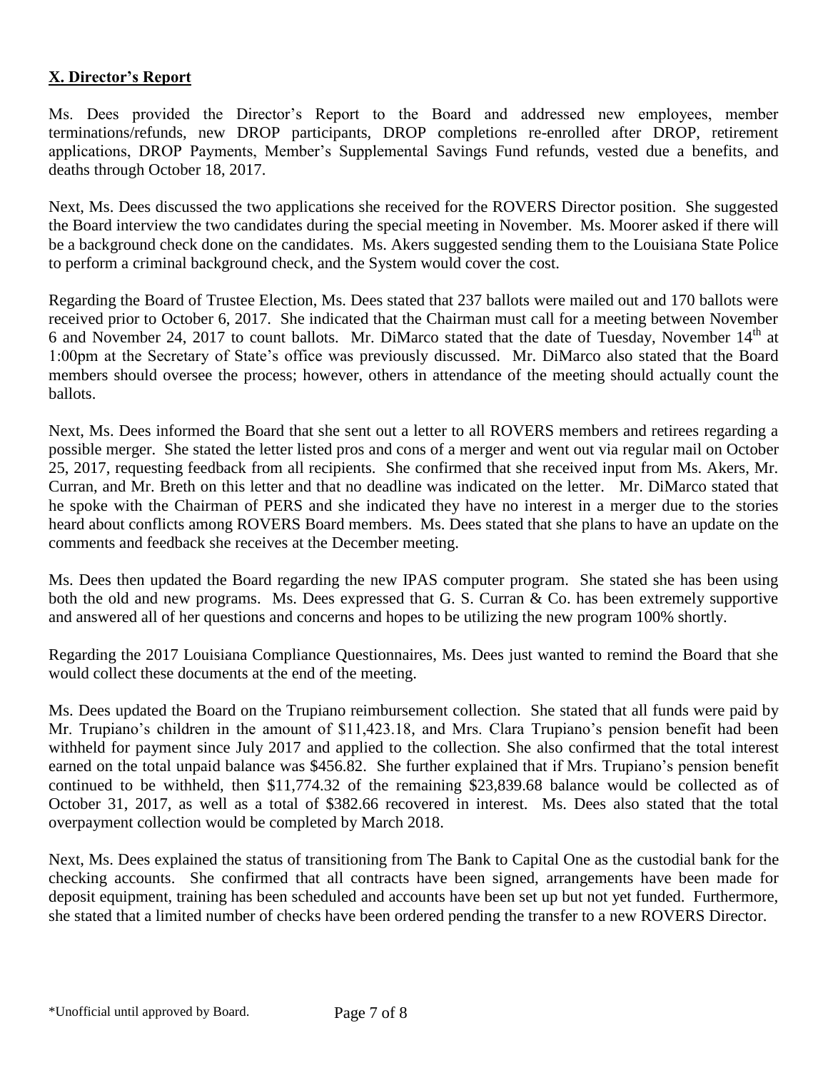## X. Director's Report

Ms. Dees provided the Director's Report to the Board and addressed new employees, member terminations/refunds, new DROP participants, DROP completions re-enrolled after DROP, retirement applications, DROP Payments, Member's Supplemental Savings Fund refunds, vested due a benefits, and deaths through October 18, 2017.

Next, Ms. Dees discussed the two applications she received for the ROVERS Director position. She suggested the Board interview the two candidates during the special meeting in November. Ms. Moorer asked if there will be a background check done on the candidates. Ms. Akers suggested sending them to the Louisiana State Police to perform a criminal background check, and the System would cover the cost.

Regarding the Board of Trustee Election, Ms. Dees stated that 237 ballots were mailed out and 170 ballots were received prior to October 6, 2017. She indicated that the Chairman must call for a meeting between November 6 and November 24, 2017 to count ballots. Mr. DiMarco stated that the date of Tuesday, November 14th at 1:00pm at the Secretary of State's office was previously discussed. Mr. DiMarco also stated that the Board members should oversee the process; however, others in attendance of the meeting should actually count the ballots.

Next, Ms. Dees informed the Board that she sent out a letter to all ROVERS members and retirees regarding a possible merger. She stated the letter listed pros and cons of a merger and went out via regular mail on October 25, 2017, requesting feedback from all recipients. She confirmed that she received input from Ms. Akers, Mr. Curran, and Mr. Breth on this letter and that no deadline was indicated on the letter. Mr. DiMarco stated that he spoke with the Chairman of PERS and she indicated they have no interest in a merger due to the stories heard about conflicts among ROVERS Board members. Ms. Dees stated that she plans to have an update on the comments and feedback she receives at the December meeting.

Ms. Dees then updated the Board regarding the new IPAS computer program. She stated she has been using both the old and new programs. Ms. Dees expressed that G. S. Curran & Co. has been extremely supportive and answered all of her questions and concerns and hopes to be utilizing the new program 100% shortly.

Regarding the 2017 Louisiana Compliance Questionnaires, Ms. Dees just wanted to remind the Board that she would collect these documents at the end of the meeting.

Ms. Dees updated the Board on the Trupiano reimbursement collection. She stated that all funds were paid by Mr. Trupiano's children in the amount of $11,423.18, and Mrs. Clara Trupiano's pension benefit had been withheld for payment since July 2017 and applied to the collection. She also confirmed that the total interest earned on the total unpaid balance was $456.82. She further explained that if Mrs. Trupiano's pension benefit continued to be withheld, then $11,774.32 of the remaining $23,839.68 balance would be collected as of October 31, 2017, as well as a total of $382.66 recovered in interest. Ms. Dees also stated that the total overpayment collection would be completed by March 2018.

Next, Ms. Dees explained the status of transitioning from The Bank to Capital One as the custodial bank for the checking accounts. She confirmed that all contracts have been signed, arrangements have been made for deposit equipment, training has been scheduled and accounts have been set up but not yet funded. Furthermore, she stated that a limited number of checks have been ordered pending the transfer to a new ROVERS Director.

*Unofficial until approved by Board.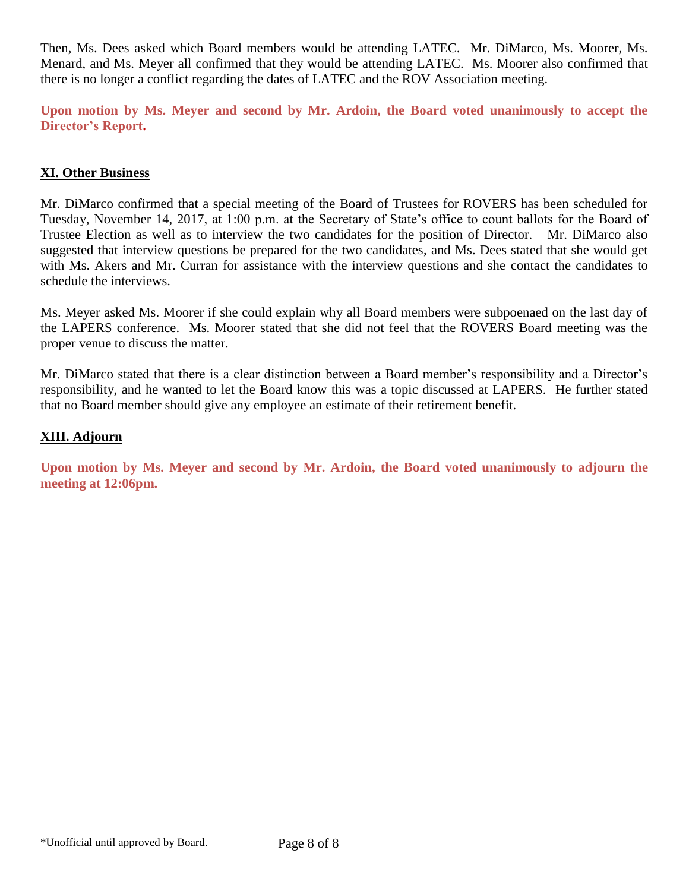Then, Ms. Dees asked which Board members would be attending LATEC. Mr. DiMarco, Ms. Moorer, Ms. Menard, and Ms. Meyer all confirmed that they would be attending LATEC. Ms. Moorer also confirmed that there is no longer a conflict regarding the dates of LATEC and the ROV Association meeting.

**Upon motion by Ms. Meyer and second by Mr. Ardoin, the Board voted unanimously to accept the Director's Report.**

## XI. Other Business

Mr. DiMarco confirmed that a special meeting of the Board of Trustees for ROVERS has been scheduled for Tuesday, November 14, 2017, at 1:00 p.m. at the Secretary of State's office to count ballots for the Board of Trustee Election as well as to interview the two candidates for the position of Director. Mr. DiMarco also suggested that interview questions be prepared for the two candidates, and Ms. Dees stated that she would get with Ms. Akers and Mr. Curran for assistance with the interview questions and she contact the candidates to schedule the interviews.

Ms. Meyer asked Ms. Moorer if she could explain why all Board members were subpoenaed on the last day of the LAPERS conference. Ms. Moorer stated that she did not feel that the ROVERS Board meeting was the proper venue to discuss the matter.

Mr. DiMarco stated that there is a clear distinction between a Board member's responsibility and a Director's responsibility, and he wanted to let the Board know this was a topic discussed at LAPERS. He further stated that no Board member should give any employee an estimate of their retirement benefit.

## XIII. Adjourn

**Upon motion by Ms. Meyer and second by Mr. Ardoin, the Board voted unanimously to adjourn the meeting at 12:06pm.**

*Unofficial until approved by Board.